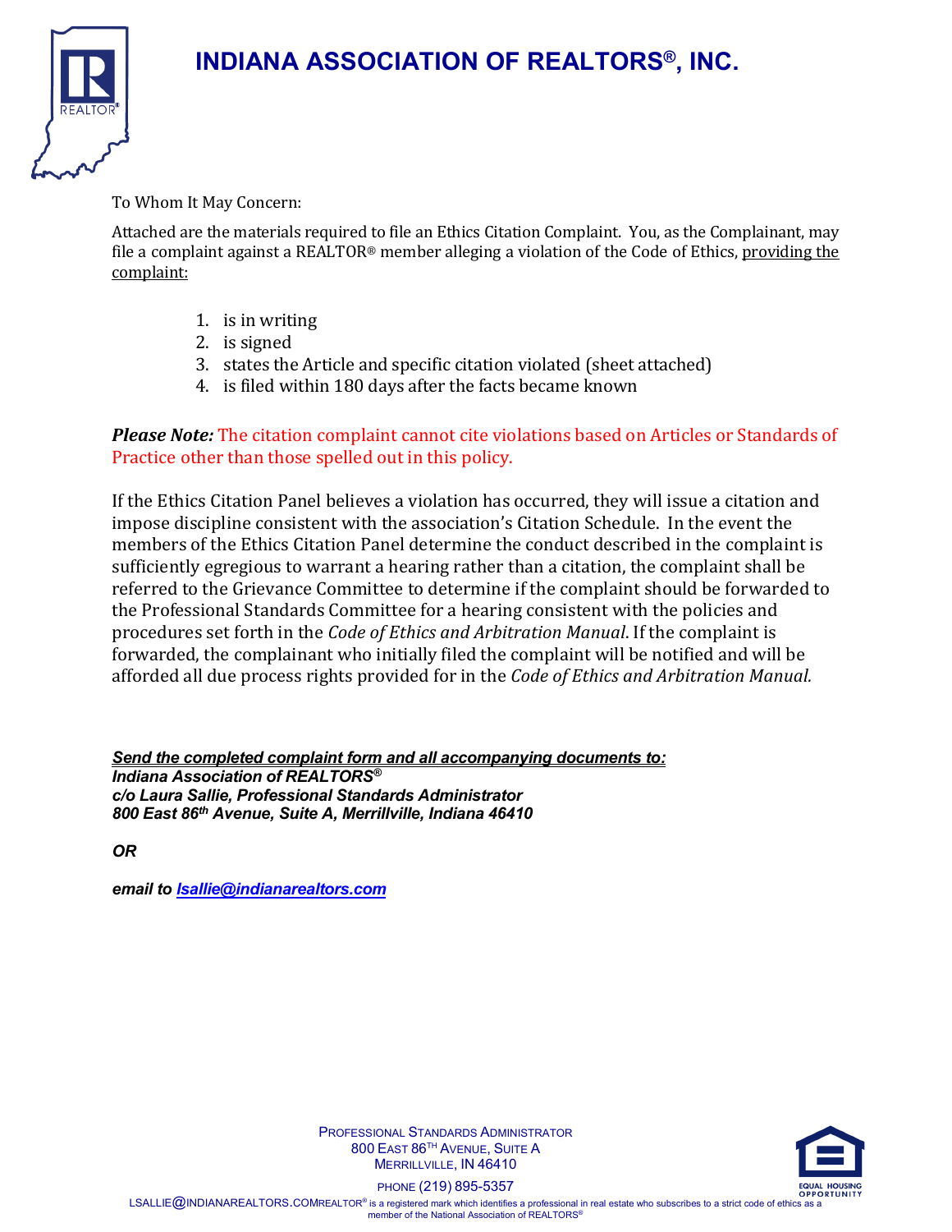# INDIANA ASSOCIATION OF REALTORS®, INC.

To Whom It May Concern:

Attached are the materials required to file an Ethics Citation Complaint. You, as the Complainant, may file a complaint against a REALTOR® member alleging a violation of the Code of Ethics, providing the complaint:

1. is in writing
2. is signed
3. states the Article and specific citation violated (sheet attached)
4. is filed within 180 days after the facts became known

***Please Note:*** The citation complaint cannot cite violations based on Articles or Standards of Practice other than those spelled out in this policy.

If the Ethics Citation Panel believes a violation has occurred, they will issue a citation and impose discipline consistent with the association's Citation Schedule. In the event the members of the Ethics Citation Panel determine the conduct described in the complaint is sufficiently egregious to warrant a hearing rather than a citation, the complaint shall be referred to the Grievance Committee to determine if the complaint should be forwarded to the Professional Standards Committee for a hearing consistent with the policies and procedures set forth in the *Code of Ethics and Arbitration Manual*. If the complaint is forwarded, the complainant who initially filed the complaint will be notified and will be afforded all due process rights provided for in the *Code of Ethics and Arbitration Manual.*

***Send the completed complaint form and all accompanying documents to:***
***Indiana Association of REALTORS®***
***c/o Laura Sallie, Professional Standards Administrator***
***800 East 86th Avenue, Suite A, Merrillville, Indiana 46410***

***OR***

***email to lsallie@indianarealtors.com***

PROFESSIONAL STANDARDS ADMINISTRATOR
800 EAST 86TH AVENUE, SUITE A
MERRILLVILLE, IN 46410
PHONE (219) 895-5357
LSALLIE@INDIANAREALTORS.COM

REALTOR® is a registered mark which identifies a professional in real estate who subscribes to a strict code of ethics as a member of the National Association of REALTORS®

EQUAL HOUSING OPPORTUNITY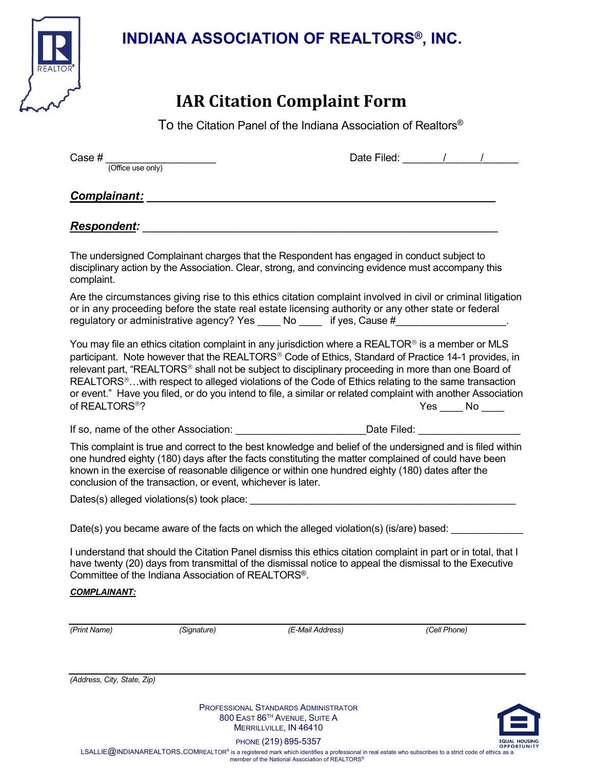# INDIANA ASSOCIATION OF REALTORS®, INC.

## IAR Citation Complaint Form

To the Citation Panel of the Indiana Association of Realtors®

Case # ___________________ (Office use only)

Date Filed: ______/_____/______

***Complainant:*** ____________________________________________________________

***Respondent:*** ____________________________________________________________

The undersigned Complainant charges that the Respondent has engaged in conduct subject to disciplinary action by the Association. Clear, strong, and convincing evidence must accompany this complaint.

Are the circumstances giving rise to this ethics citation complaint involved in civil or criminal litigation or in any proceeding before the state real estate licensing authority or any other state or federal regulatory or administrative agency? Yes ____ No ____ if yes, Cause #___________________.

You may file an ethics citation complaint in any jurisdiction where a REALTOR® is a member or MLS participant. Note however that the REALTORS® Code of Ethics, Standard of Practice 14-1 provides, in relevant part, "REALTORS® shall not be subject to disciplinary proceeding in more than one Board of REALTORS®…with respect to alleged violations of the Code of Ethics relating to the same transaction or event." Have you filed, or do you intend to file, a similar or related complaint with another Association of REALTORS®? Yes ____ No ____

If so, name of the other Association: ______________________ Date Filed: _________________

This complaint is true and correct to the best knowledge and belief of the undersigned and is filed within one hundred eighty (180) days after the facts constituting the matter complained of could have been known in the exercise of reasonable diligence or within one hundred eighty (180) dates after the conclusion of the transaction, or event, whichever is later.

Dates(s) alleged violations(s) took place: _______________________________________________

Date(s) you became aware of the facts on which the alleged violation(s) (is/are) based: ____________

I understand that should the Citation Panel dismiss this ethics citation complaint in part or in total, that I have twenty (20) days from transmittal of the dismissal notice to appeal the dismissal to the Executive Committee of the Indiana Association of REALTORS®.

***COMPLAINANT:***

_____________________________________________________________________________

*(Print Name)* *(Signature)* *(E-Mail Address)* *(Cell Phone)*

_____________________________________________________________________________

*(Address, City, State, Zip)*

PROFESSIONAL STANDARDS ADMINISTRATOR
800 EAST 86TH AVENUE, SUITE A
MERRILLVILLE, IN 46410
PHONE (219) 895-5357
LSALLIE@INDIANAREALTORS.COM

REALTOR® is a registered mark which identifies a professional in real estate who subscribes to a strict code of ethics as a member of the National Association of REALTORS®

EQUAL HOUSING OPPORTUNITY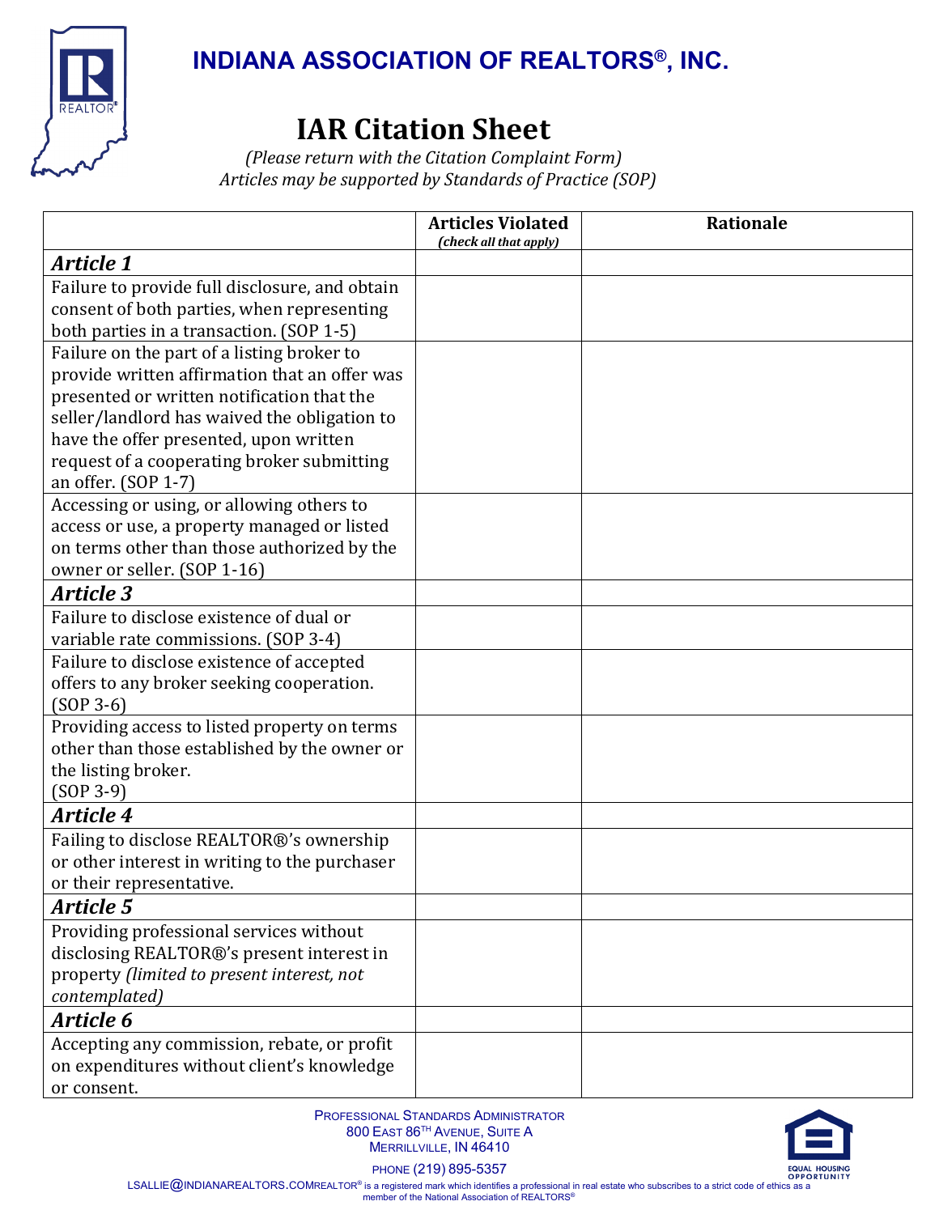## INDIANA ASSOCIATION OF REALTORS®, INC.

# IAR Citation Sheet

*(Please return with the Citation Complaint Form)*
*Articles may be supported by Standards of Practice (SOP)*

| | Articles Violated *(check all that apply)* | Rationale |
|---|---|---|
| ***Article 1*** | | |
| Failure to provide full disclosure, and obtain consent of both parties, when representing both parties in a transaction. (SOP 1-5) | | |
| Failure on the part of a listing broker to provide written affirmation that an offer was presented or written notification that the seller/landlord has waived the obligation to have the offer presented, upon written request of a cooperating broker submitting an offer. (SOP 1-7) | | |
| Accessing or using, or allowing others to access or use, a property managed or listed on terms other than those authorized by the owner or seller. (SOP 1-16) | | |
| ***Article 3*** | | |
| Failure to disclose existence of dual or variable rate commissions. (SOP 3-4) | | |
| Failure to disclose existence of accepted offers to any broker seeking cooperation. (SOP 3-6) | | |
| Providing access to listed property on terms other than those established by the owner or the listing broker. (SOP 3-9) | | |
| ***Article 4*** | | |
| Failing to disclose REALTOR®'s ownership or other interest in writing to the purchaser or their representative. | | |
| ***Article 5*** | | |
| Providing professional services without disclosing REALTOR®'s present interest in property *(limited to present interest, not contemplated)* | | |
| ***Article 6*** | | |
| Accepting any commission, rebate, or profit on expenditures without client's knowledge or consent. | | |

PROFESSIONAL STANDARDS ADMINISTRATOR
800 EAST 86TH AVENUE, SUITE A
MERRILLVILLE, IN 46410
PHONE (219) 895-5357
LSALLIE@INDIANAREALTORS.COM

REALTOR® is a registered mark which identifies a professional in real estate who subscribes to a strict code of ethics as a member of the National Association of REALTORS®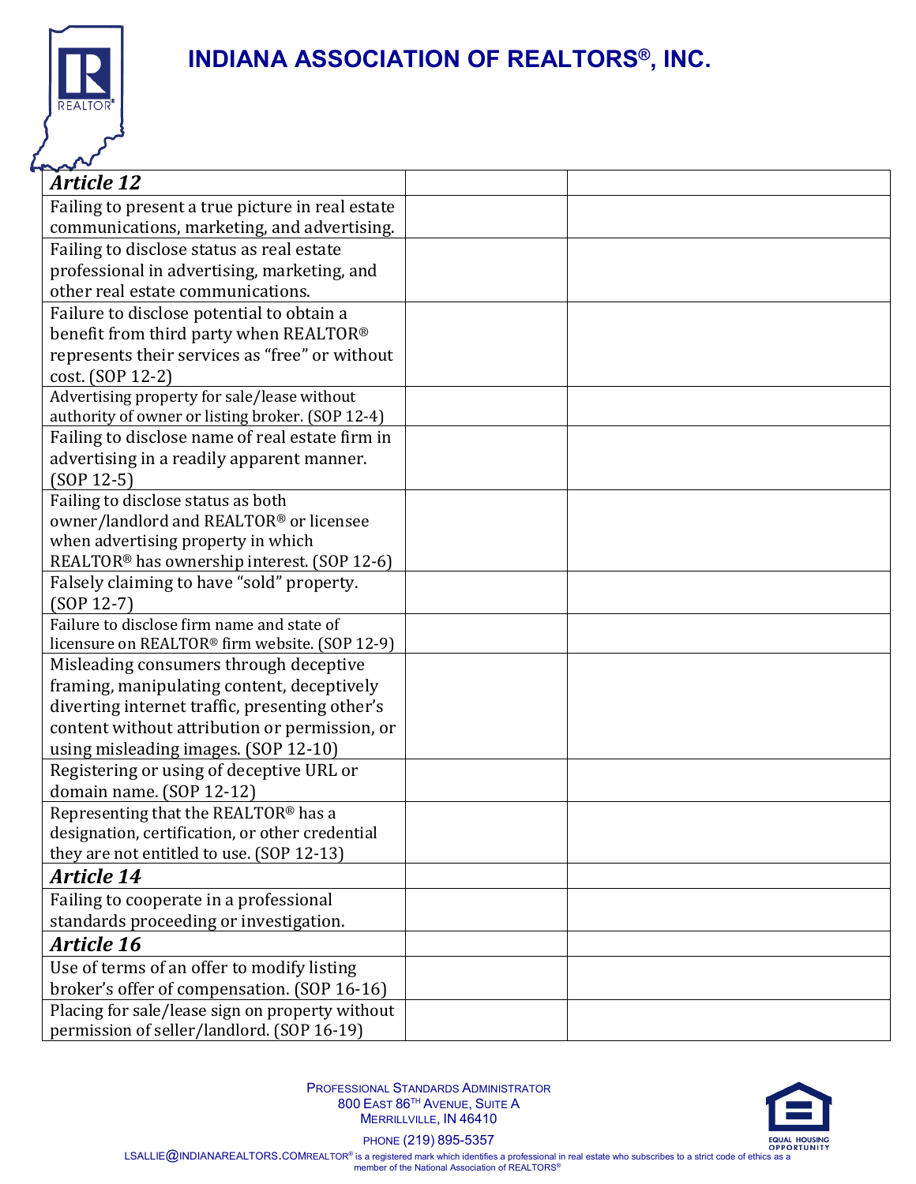# INDIANA ASSOCIATION OF REALTORS®, INC.

| | | |
|---|---|---|
| ***Article 12*** | | |
| Failing to present a true picture in real estate communications, marketing, and advertising. | | |
| Failing to disclose status as real estate professional in advertising, marketing, and other real estate communications. | | |
| Failure to disclose potential to obtain a benefit from third party when REALTOR® represents their services as "free" or without cost. (SOP 12-2) | | |
| Advertising property for sale/lease without authority of owner or listing broker. (SOP 12-4) | | |
| Failing to disclose name of real estate firm in advertising in a readily apparent manner. (SOP 12-5) | | |
| Failing to disclose status as both owner/landlord and REALTOR® or licensee when advertising property in which REALTOR® has ownership interest. (SOP 12-6) | | |
| Falsely claiming to have "sold" property. (SOP 12-7) | | |
| Failure to disclose firm name and state of licensure on REALTOR® firm website. (SOP 12-9) | | |
| Misleading consumers through deceptive framing, manipulating content, deceptively diverting internet traffic, presenting other's content without attribution or permission, or using misleading images. (SOP 12-10) | | |
| Registering or using of deceptive URL or domain name. (SOP 12-12) | | |
| Representing that the REALTOR® has a designation, certification, or other credential they are not entitled to use. (SOP 12-13) | | |
| ***Article 14*** | | |
| Failing to cooperate in a professional standards proceeding or investigation. | | |
| ***Article 16*** | | |
| Use of terms of an offer to modify listing broker's offer of compensation. (SOP 16-16) | | |
| Placing for sale/lease sign on property without permission of seller/landlord. (SOP 16-19) | | |

PROFESSIONAL STANDARDS ADMINISTRATOR
800 EAST 86TH AVENUE, SUITE A
MERRILLVILLE, IN 46410
PHONE (219) 895-5357
LSALLIE@INDIANAREALTORS.COM

REALTOR® is a registered mark which identifies a professional in real estate who subscribes to a strict code of ethics as a member of the National Association of REALTORS®

EQUAL HOUSING OPPORTUNITY